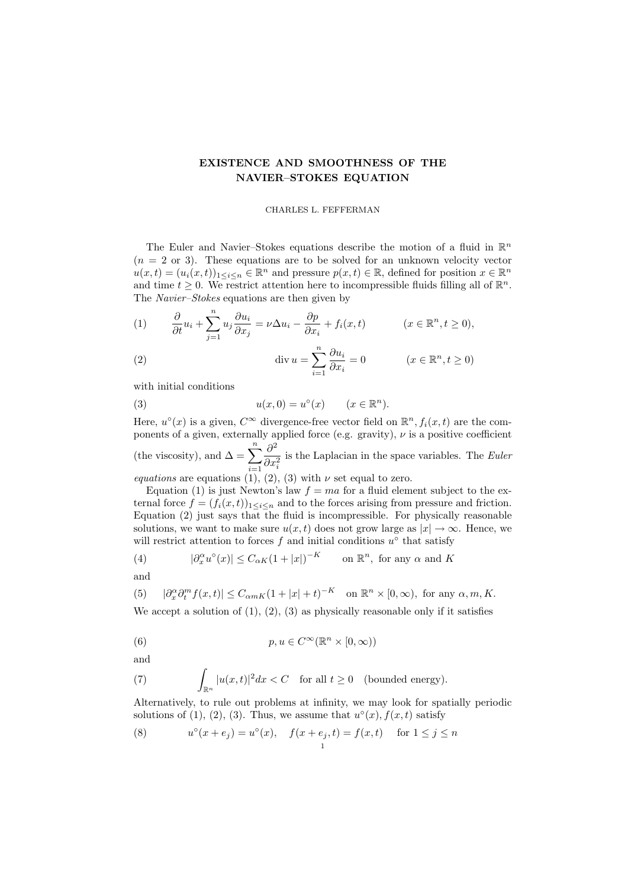# EXISTENCE AND SMOOTHNESS OF THE NAVIER–STOKES EQUATION

CHARLES L. FEFFERMAN

The Euler and Navier–Stokes equations describe the motion of a fluid in $\mathbb{R}^n$ ($n = 2$ or 3). These equations are to be solved for an unknown velocity vector $u(x,t) = (u_i(x,t))_{1 \le i \le n} \in \mathbb{R}^n$ and pressure $p(x,t) \in \mathbb{R}$, defined for position $x \in \mathbb{R}^n$ and time $t \ge 0$. We restrict attention here to incompressible fluids filling all of $\mathbb{R}^n$. The *Navier–Stokes* equations are then given by

$$\text{(1)} \qquad \frac{\partial}{\partial t} u_i + \sum_{j=1}^{n} u_j \frac{\partial u_i}{\partial x_j} = \nu \Delta u_i - \frac{\partial p}{\partial x_i} + f_i(x,t) \qquad (x \in \mathbb{R}^n, t \ge 0),$$

$$\text{(2)} \qquad \operatorname{div} u = \sum_{i=1}^{n} \frac{\partial u_i}{\partial x_i} = 0 \qquad (x \in \mathbb{R}^n, t \ge 0)$$

with initial conditions

$$\text{(3)} \qquad u(x,0) = u^\circ(x) \qquad (x \in \mathbb{R}^n).$$

Here, $u^\circ(x)$ is a given, $C^\infty$ divergence-free vector field on $\mathbb{R}^n$, $f_i(x,t)$ are the components of a given, externally applied force (e.g. gravity), $\nu$ is a positive coefficient (the viscosity), and $\Delta = \sum_{i=1}^{n} \frac{\partial^2}{\partial x_i^2}$ is the Laplacian in the space variables. The *Euler equations* are equations (1), (2), (3) with $\nu$ set equal to zero.

Equation (1) is just Newton's law $f = ma$ for a fluid element subject to the external force $f = (f_i(x,t))_{1 \le i \le n}$ and to the forces arising from pressure and friction. Equation (2) just says that the fluid is incompressible. For physically reasonable solutions, we want to make sure $u(x,t)$ does not grow large as $|x| \to \infty$. Hence, we will restrict attention to forces $f$ and initial conditions $u^\circ$ that satisfy

$$\text{(4)} \qquad |\partial_x^\alpha u^\circ(x)| \le C_{\alpha K} (1 + |x|)^{-K} \qquad \text{on } \mathbb{R}^n, \text{ for any } \alpha \text{ and } K$$

and

$$\text{(5)} \qquad |\partial_x^\alpha \partial_t^m f(x,t)| \le C_{\alpha m K} (1 + |x| + t)^{-K} \quad \text{on } \mathbb{R}^n \times [0,\infty), \text{ for any } \alpha, m, K.$$

We accept a solution of (1), (2), (3) as physically reasonable only if it satisfies

$$\text{(6)} \qquad p, u \in C^\infty(\mathbb{R}^n \times [0,\infty))$$

and

$$\text{(7)} \qquad \int_{\mathbb{R}^n} |u(x,t)|^2 dx < C \quad \text{for all } t \ge 0 \quad \text{(bounded energy)}.$$

Alternatively, to rule out problems at infinity, we may look for spatially periodic solutions of (1), (2), (3). Thus, we assume that $u^\circ(x), f(x,t)$ satisfy

$$\text{(8)} \qquad u^\circ(x + e_j) = u^\circ(x), \quad f(x + e_j, t) = f(x,t) \quad \text{for } 1 \le j \le n$$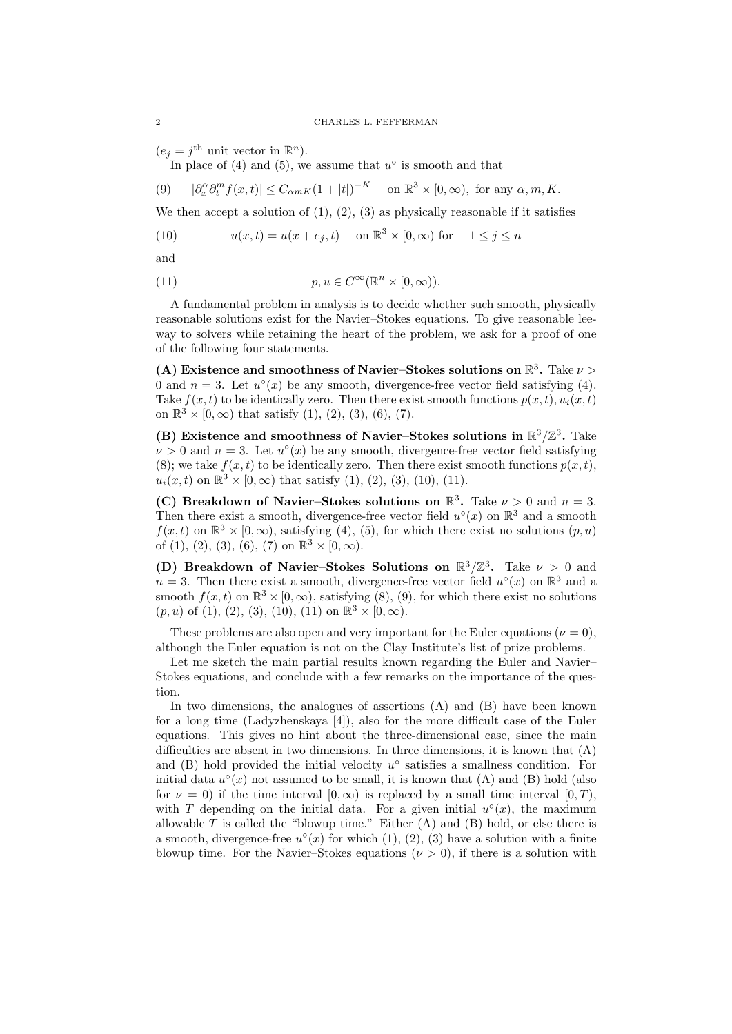($e_j = j^{\text{th}}$ unit vector in $\mathbb{R}^n$).

In place of (4) and (5), we assume that $u^\circ$ is smooth and that

$$|\partial_x^\alpha \partial_t^m f(x,t)| \le C_{\alpha m K}(1+|t|)^{-K} \quad \text{on } \mathbb{R}^3 \times [0,\infty), \text{ for any } \alpha, m, K. \tag{9}$$

We then accept a solution of (1), (2), (3) as physically reasonable if it satisfies

$$u(x,t) = u(x+e_j,t) \quad \text{on } \mathbb{R}^3 \times [0,\infty) \text{ for } \quad 1 \le j \le n \tag{10}$$

and

$$p, u \in C^\infty(\mathbb{R}^n \times [0,\infty)). \tag{11}$$

A fundamental problem in analysis is to decide whether such smooth, physically reasonable solutions exist for the Navier–Stokes equations. To give reasonable leeway to solvers while retaining the heart of the problem, we ask for a proof of one of the following four statements.

**(A) Existence and smoothness of Navier–Stokes solutions on $\mathbb{R}^3$.** Take $\nu > 0$ and $n = 3$. Let $u^\circ(x)$ be any smooth, divergence-free vector field satisfying (4). Take $f(x,t)$ to be identically zero. Then there exist smooth functions $p(x,t), u_i(x,t)$ on $\mathbb{R}^3 \times [0,\infty)$ that satisfy (1), (2), (3), (6), (7).

**(B) Existence and smoothness of Navier–Stokes solutions in $\mathbb{R}^3/\mathbb{Z}^3$.** Take $\nu > 0$ and $n = 3$. Let $u^\circ(x)$ be any smooth, divergence-free vector field satisfying (8); we take $f(x,t)$ to be identically zero. Then there exist smooth functions $p(x,t)$, $u_i(x,t)$ on $\mathbb{R}^3 \times [0,\infty)$ that satisfy (1), (2), (3), (10), (11).

**(C) Breakdown of Navier–Stokes solutions on $\mathbb{R}^3$.** Take $\nu > 0$ and $n = 3$. Then there exist a smooth, divergence-free vector field $u^\circ(x)$ on $\mathbb{R}^3$ and a smooth $f(x,t)$ on $\mathbb{R}^3 \times [0,\infty)$, satisfying (4), (5), for which there exist no solutions $(p,u)$ of (1), (2), (3), (6), (7) on $\mathbb{R}^3 \times [0,\infty)$.

**(D) Breakdown of Navier–Stokes Solutions on $\mathbb{R}^3/\mathbb{Z}^3$.** Take $\nu > 0$ and $n = 3$. Then there exist a smooth, divergence-free vector field $u^\circ(x)$ on $\mathbb{R}^3$ and a smooth $f(x,t)$ on $\mathbb{R}^3 \times [0,\infty)$, satisfying (8), (9), for which there exist no solutions $(p,u)$ of (1), (2), (3), (10), (11) on $\mathbb{R}^3 \times [0,\infty)$.

These problems are also open and very important for the Euler equations ($\nu = 0$), although the Euler equation is not on the Clay Institute's list of prize problems.

Let me sketch the main partial results known regarding the Euler and Navier–Stokes equations, and conclude with a few remarks on the importance of the question.

In two dimensions, the analogues of assertions (A) and (B) have been known for a long time (Ladyzhenskaya [4]), also for the more difficult case of the Euler equations. This gives no hint about the three-dimensional case, since the main difficulties are absent in two dimensions. In three dimensions, it is known that (A) and (B) hold provided the initial velocity $u^\circ$ satisfies a smallness condition. For initial data $u^\circ(x)$ not assumed to be small, it is known that (A) and (B) hold (also for $\nu = 0$) if the time interval $[0,\infty)$ is replaced by a small time interval $[0,T)$, with $T$ depending on the initial data. For a given initial $u^\circ(x)$, the maximum allowable $T$ is called the "blowup time." Either (A) and (B) hold, or else there is a smooth, divergence-free $u^\circ(x)$ for which (1), (2), (3) have a solution with a finite blowup time. For the Navier–Stokes equations ($\nu > 0$), if there is a solution with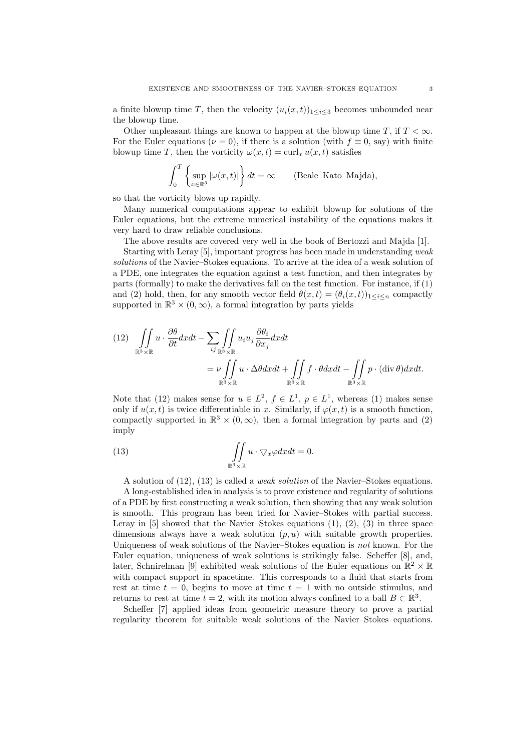a finite blowup time $T$, then the velocity $(u_i(x,t))_{1 \le i \le 3}$ becomes unbounded near the blowup time.

Other unpleasant things are known to happen at the blowup time $T$, if $T < \infty$. For the Euler equations ($\nu = 0$), if there is a solution (with $f \equiv 0$, say) with finite blowup time $T$, then the vorticity $\omega(x,t) = \mathrm{curl}_x\, u(x,t)$ satisfies

$$\int_0^T \left\{ \sup_{x \in \mathbb{R}^3} |\omega(x,t)| \right\} dt = \infty \qquad \text{(Beale–Kato–Majda)},$$

so that the vorticity blows up rapidly.

Many numerical computations appear to exhibit blowup for solutions of the Euler equations, but the extreme numerical instability of the equations makes it very hard to draw reliable conclusions.

The above results are covered very well in the book of Bertozzi and Majda [1].

Starting with Leray [5], important progress has been made in understanding *weak solutions* of the Navier–Stokes equations. To arrive at the idea of a weak solution of a PDE, one integrates the equation against a test function, and then integrates by parts (formally) to make the derivatives fall on the test function. For instance, if (1) and (2) hold, then, for any smooth vector field $\theta(x,t) = (\theta_i(x,t))_{1 \le i \le n}$ compactly supported in $\mathbb{R}^3 \times (0, \infty)$, a formal integration by parts yields

$$(12) \quad \iint_{\mathbb{R}^3 \times \mathbb{R}} u \cdot \frac{\partial \theta}{\partial t} dx dt - \sum_{ij} \iint_{\mathbb{R}^3 \times \mathbb{R}} u_i u_j \frac{\partial \theta_i}{\partial x_j} dx dt = \nu \iint_{\mathbb{R}^3 \times \mathbb{R}} u \cdot \Delta \theta dx dt + \iint_{\mathbb{R}^3 \times \mathbb{R}} f \cdot \theta dx dt - \iint_{\mathbb{R}^3 \times \mathbb{R}} p \cdot (\mathrm{div}\, \theta) dx dt.$$

Note that (12) makes sense for $u \in L^2$, $f \in L^1$, $p \in L^1$, whereas (1) makes sense only if $u(x,t)$ is twice differentiable in $x$. Similarly, if $\varphi(x,t)$ is a smooth function, compactly supported in $\mathbb{R}^3 \times (0, \infty)$, then a formal integration by parts and (2) imply

$$(13) \qquad \iint_{\mathbb{R}^3 \times \mathbb{R}} u \cdot \nabla_x \varphi dx dt = 0.$$

A solution of (12), (13) is called a *weak solution* of the Navier–Stokes equations.

A long-established idea in analysis is to prove existence and regularity of solutions of a PDE by first constructing a weak solution, then showing that any weak solution is smooth. This program has been tried for Navier–Stokes with partial success. Leray in [5] showed that the Navier–Stokes equations (1), (2), (3) in three space dimensions always have a weak solution $(p, u)$ with suitable growth properties. Uniqueness of weak solutions of the Navier–Stokes equation is *not* known. For the Euler equation, uniqueness of weak solutions is strikingly false. Scheffer [8], and, later, Schnirelman [9] exhibited weak solutions of the Euler equations on $\mathbb{R}^2 \times \mathbb{R}$ with compact support in spacetime. This corresponds to a fluid that starts from rest at time $t = 0$, begins to move at time $t = 1$ with no outside stimulus, and returns to rest at time $t = 2$, with its motion always confined to a ball $B \subset \mathbb{R}^3$.

Scheffer [7] applied ideas from geometric measure theory to prove a partial regularity theorem for suitable weak solutions of the Navier–Stokes equations.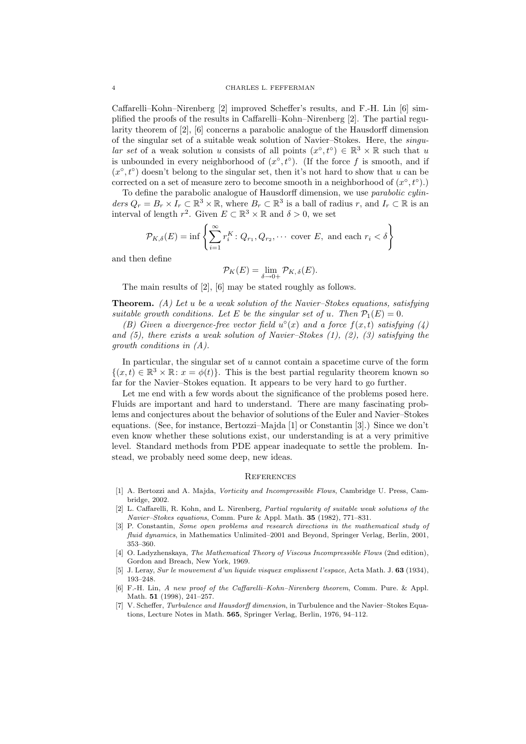Caffarelli–Kohn–Nirenberg [2] improved Scheffer's results, and F.-H. Lin [6] simplified the proofs of the results in Caffarelli–Kohn–Nirenberg [2]. The partial regularity theorem of [2], [6] concerns a parabolic analogue of the Hausdorff dimension of the singular set of a suitable weak solution of Navier–Stokes. Here, the *singular set* of a weak solution $u$ consists of all points $(x^\circ, t^\circ) \in \mathbb{R}^3 \times \mathbb{R}$ such that $u$ is unbounded in every neighborhood of $(x^\circ, t^\circ)$. (If the force $f$ is smooth, and if $(x^\circ, t^\circ)$ doesn't belong to the singular set, then it's not hard to show that $u$ can be corrected on a set of measure zero to become smooth in a neighborhood of $(x^\circ, t^\circ)$.)

To define the parabolic analogue of Hausdorff dimension, we use *parabolic cylinders* $Q_r = B_r \times I_r \subset \mathbb{R}^3 \times \mathbb{R}$, where $B_r \subset \mathbb{R}^3$ is a ball of radius $r$, and $I_r \subset \mathbb{R}$ is an interval of length $r^2$. Given $E \subset \mathbb{R}^3 \times \mathbb{R}$ and $\delta > 0$, we set

$$\mathcal{P}_{K,\delta}(E) = \inf \left\{ \sum_{i=1}^{\infty} r_i^K : Q_{r_1}, Q_{r_2}, \cdots \text{ cover } E, \text{ and each } r_i < \delta \right\}$$

and then define

$$\mathcal{P}_K(E) = \lim_{\delta \to 0+} \mathcal{P}_{K,\,\delta}(E).$$

The main results of [2], [6] may be stated roughly as follows.

**Theorem.** *(A) Let $u$ be a weak solution of the Navier–Stokes equations, satisfying suitable growth conditions. Let $E$ be the singular set of $u$. Then $\mathcal{P}_1(E) = 0$.*

*(B) Given a divergence-free vector field $u^\circ(x)$ and a force $f(x,t)$ satisfying (4) and (5), there exists a weak solution of Navier–Stokes (1), (2), (3) satisfying the growth conditions in (A).*

In particular, the singular set of $u$ cannot contain a spacetime curve of the form $\{(x,t) \in \mathbb{R}^3 \times \mathbb{R} \colon x = \phi(t)\}$. This is the best partial regularity theorem known so far for the Navier–Stokes equation. It appears to be very hard to go further.

Let me end with a few words about the significance of the problems posed here. Fluids are important and hard to understand. There are many fascinating problems and conjectures about the behavior of solutions of the Euler and Navier–Stokes equations. (See, for instance, Bertozzi–Majda [1] or Constantin [3].) Since we don't even know whether these solutions exist, our understanding is at a very primitive level. Standard methods from PDE appear inadequate to settle the problem. Instead, we probably need some deep, new ideas.

## References

[1] A. Bertozzi and A. Majda, *Vorticity and Incompressible Flows*, Cambridge U. Press, Cambridge, 2002.

[2] L. Caffarelli, R. Kohn, and L. Nirenberg, *Partial regularity of suitable weak solutions of the Navier–Stokes equations*, Comm. Pure & Appl. Math. **35** (1982), 771–831.

[3] P. Constantin, *Some open problems and research directions in the mathematical study of fluid dynamics*, in Mathematics Unlimited–2001 and Beyond, Springer Verlag, Berlin, 2001, 353–360.

[4] O. Ladyzhenskaya, *The Mathematical Theory of Viscous Incompressible Flows* (2nd edition), Gordon and Breach, New York, 1969.

[5] J. Leray, *Sur le mouvement d'un liquide visquex emplissent l'espace*, Acta Math. J. **63** (1934), 193–248.

[6] F.-H. Lin, *A new proof of the Caffarelli–Kohn–Nirenberg theorem*, Comm. Pure. & Appl. Math. **51** (1998), 241–257.

[7] V. Scheffer, *Turbulence and Hausdorff dimension*, in Turbulence and the Navier–Stokes Equations, Lecture Notes in Math. **565**, Springer Verlag, Berlin, 1976, 94–112.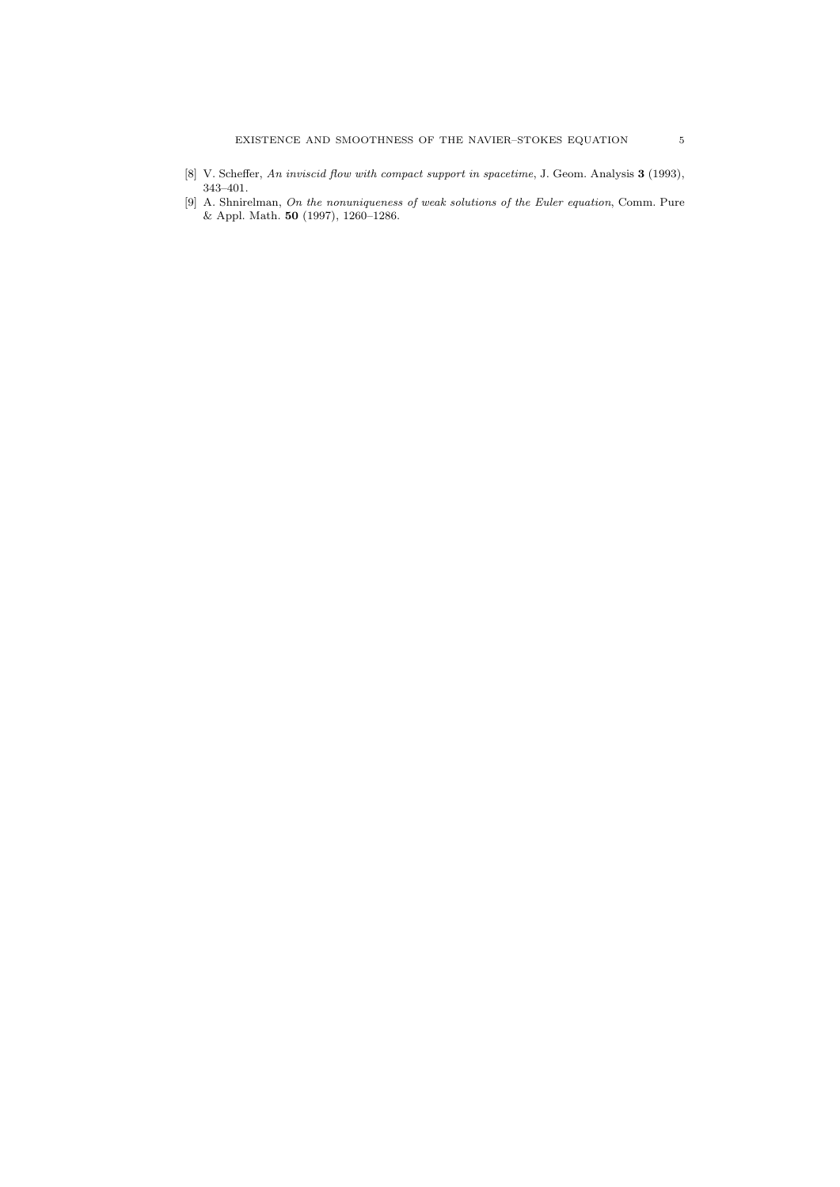[8] V. Scheffer, *An inviscid flow with compact support in spacetime*, J. Geom. Analysis **3** (1993), 343–401.

[9] A. Shnirelman, *On the nonuniqueness of weak solutions of the Euler equation*, Comm. Pure & Appl. Math. **50** (1997), 1260–1286.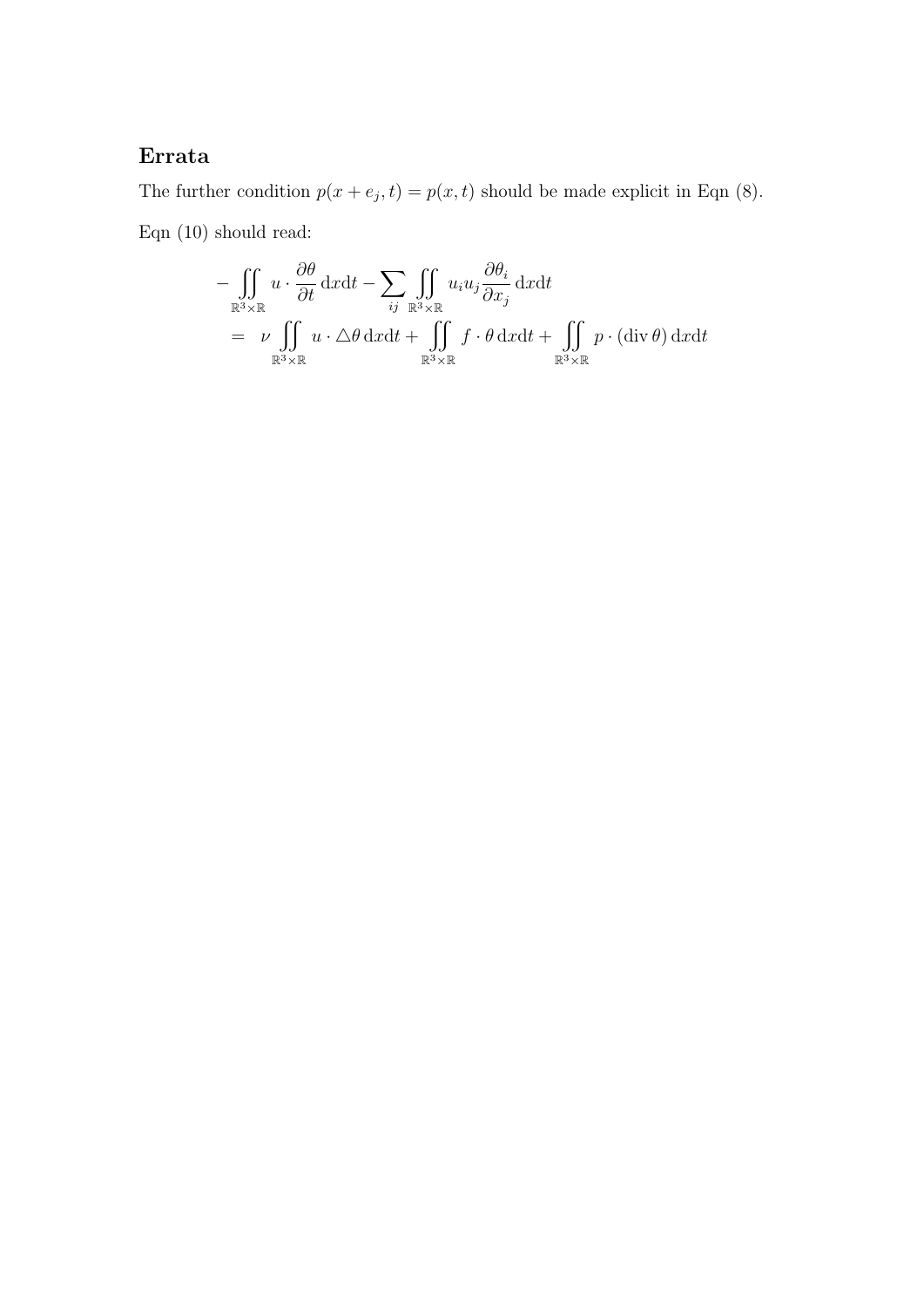## Errata

The further condition $p(x + e_j, t) = p(x, t)$ should be made explicit in Eqn (8).

Eqn (10) should read:

$$
\begin{aligned}
&- \iint\limits_{\mathbb{R}^3 \times \mathbb{R}} u \cdot \frac{\partial \theta}{\partial t} \,\mathrm{d}x\mathrm{d}t - \sum_{ij} \iint\limits_{\mathbb{R}^3 \times \mathbb{R}} u_i u_j \frac{\partial \theta_i}{\partial x_j} \,\mathrm{d}x\mathrm{d}t \\
&= \nu \iint\limits_{\mathbb{R}^3 \times \mathbb{R}} u \cdot \triangle \theta \,\mathrm{d}x\mathrm{d}t + \iint\limits_{\mathbb{R}^3 \times \mathbb{R}} f \cdot \theta \,\mathrm{d}x\mathrm{d}t + \iint\limits_{\mathbb{R}^3 \times \mathbb{R}} p \cdot (\operatorname{div} \theta) \,\mathrm{d}x\mathrm{d}t
\end{aligned}
$$